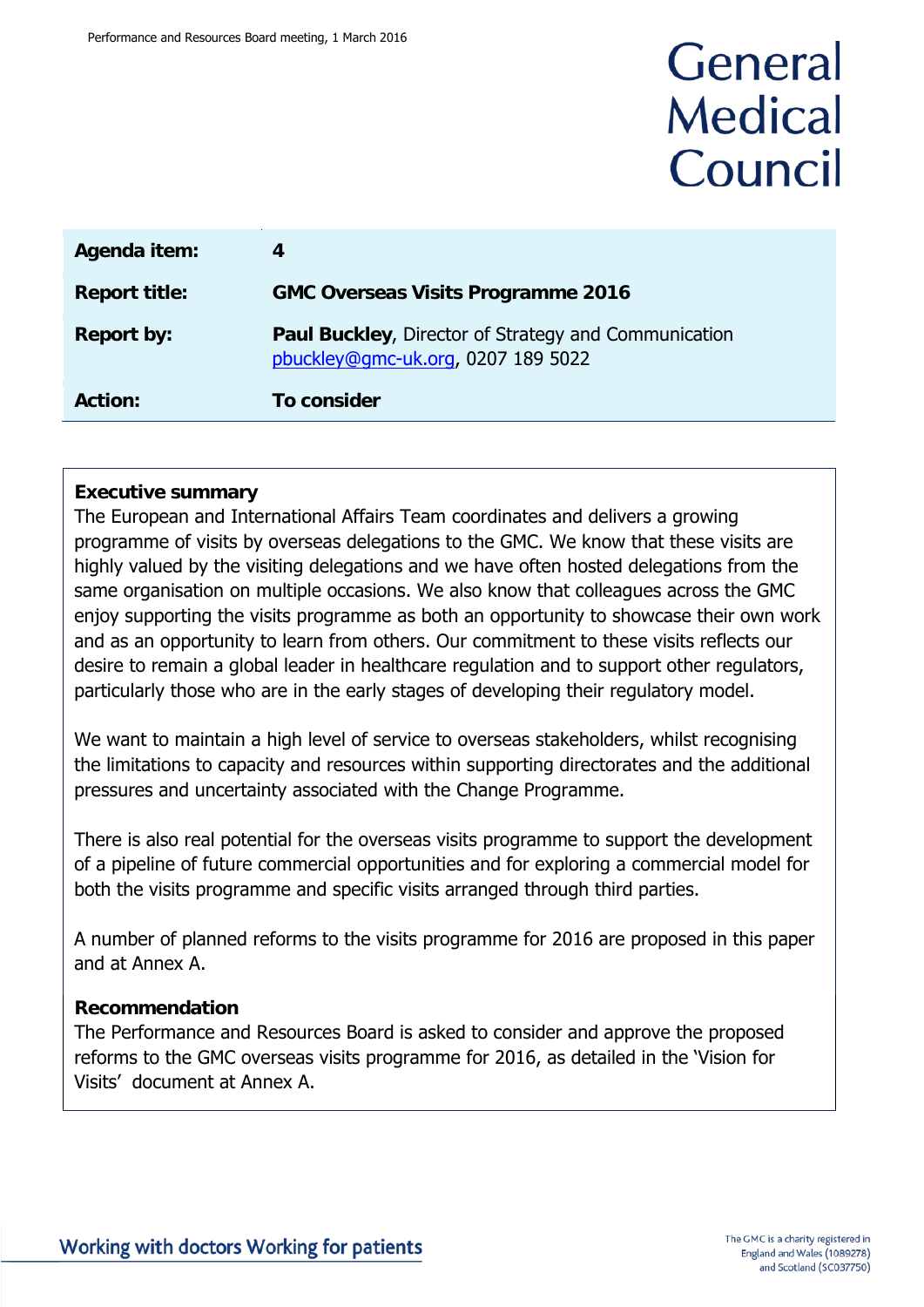General Medical Council

| | |
|---|---|
| **Agenda item:** | **4** |
| **Report title:** | **GMC Overseas Visits Programme 2016** |
| **Report by:** | **Paul Buckley**, Director of Strategy and Communication pbuckley@gmc-uk.org, 0207 189 5022 |
| **Action:** | **To consider** |

**Executive summary**

The European and International Affairs Team coordinates and delivers a growing programme of visits by overseas delegations to the GMC. We know that these visits are highly valued by the visiting delegations and we have often hosted delegations from the same organisation on multiple occasions. We also know that colleagues across the GMC enjoy supporting the visits programme as both an opportunity to showcase their own work and as an opportunity to learn from others. Our commitment to these visits reflects our desire to remain a global leader in healthcare regulation and to support other regulators, particularly those who are in the early stages of developing their regulatory model.

We want to maintain a high level of service to overseas stakeholders, whilst recognising the limitations to capacity and resources within supporting directorates and the additional pressures and uncertainty associated with the Change Programme.

There is also real potential for the overseas visits programme to support the development of a pipeline of future commercial opportunities and for exploring a commercial model for both the visits programme and specific visits arranged through third parties.

A number of planned reforms to the visits programme for 2016 are proposed in this paper and at Annex A.

**Recommendation**

The Performance and Resources Board is asked to consider and approve the proposed reforms to the GMC overseas visits programme for 2016, as detailed in the 'Vision for Visits' document at Annex A.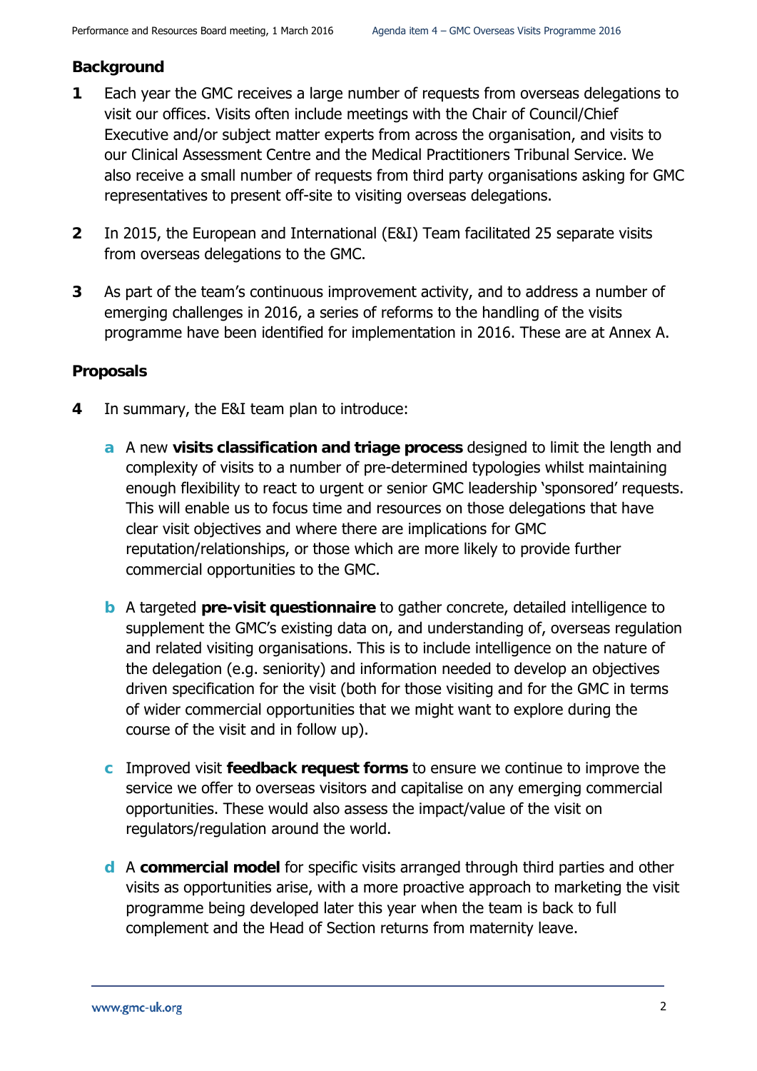## Background

**1** Each year the GMC receives a large number of requests from overseas delegations to visit our offices. Visits often include meetings with the Chair of Council/Chief Executive and/or subject matter experts from across the organisation, and visits to our Clinical Assessment Centre and the Medical Practitioners Tribunal Service. We also receive a small number of requests from third party organisations asking for GMC representatives to present off-site to visiting overseas delegations.

**2** In 2015, the European and International (E&I) Team facilitated 25 separate visits from overseas delegations to the GMC.

**3** As part of the team's continuous improvement activity, and to address a number of emerging challenges in 2016, a series of reforms to the handling of the visits programme have been identified for implementation in 2016. These are at Annex A.

## Proposals

**4** In summary, the E&I team plan to introduce:

- **a** A new **visits classification and triage process** designed to limit the length and complexity of visits to a number of pre-determined typologies whilst maintaining enough flexibility to react to urgent or senior GMC leadership 'sponsored' requests. This will enable us to focus time and resources on those delegations that have clear visit objectives and where there are implications for GMC reputation/relationships, or those which are more likely to provide further commercial opportunities to the GMC.

- **b** A targeted **pre-visit questionnaire** to gather concrete, detailed intelligence to supplement the GMC's existing data on, and understanding of, overseas regulation and related visiting organisations. This is to include intelligence on the nature of the delegation (e.g. seniority) and information needed to develop an objectives driven specification for the visit (both for those visiting and for the GMC in terms of wider commercial opportunities that we might want to explore during the course of the visit and in follow up).

- **c** Improved visit **feedback request forms** to ensure we continue to improve the service we offer to overseas visitors and capitalise on any emerging commercial opportunities. These would also assess the impact/value of the visit on regulators/regulation around the world.

- **d** A **commercial model** for specific visits arranged through third parties and other visits as opportunities arise, with a more proactive approach to marketing the visit programme being developed later this year when the team is back to full complement and the Head of Section returns from maternity leave.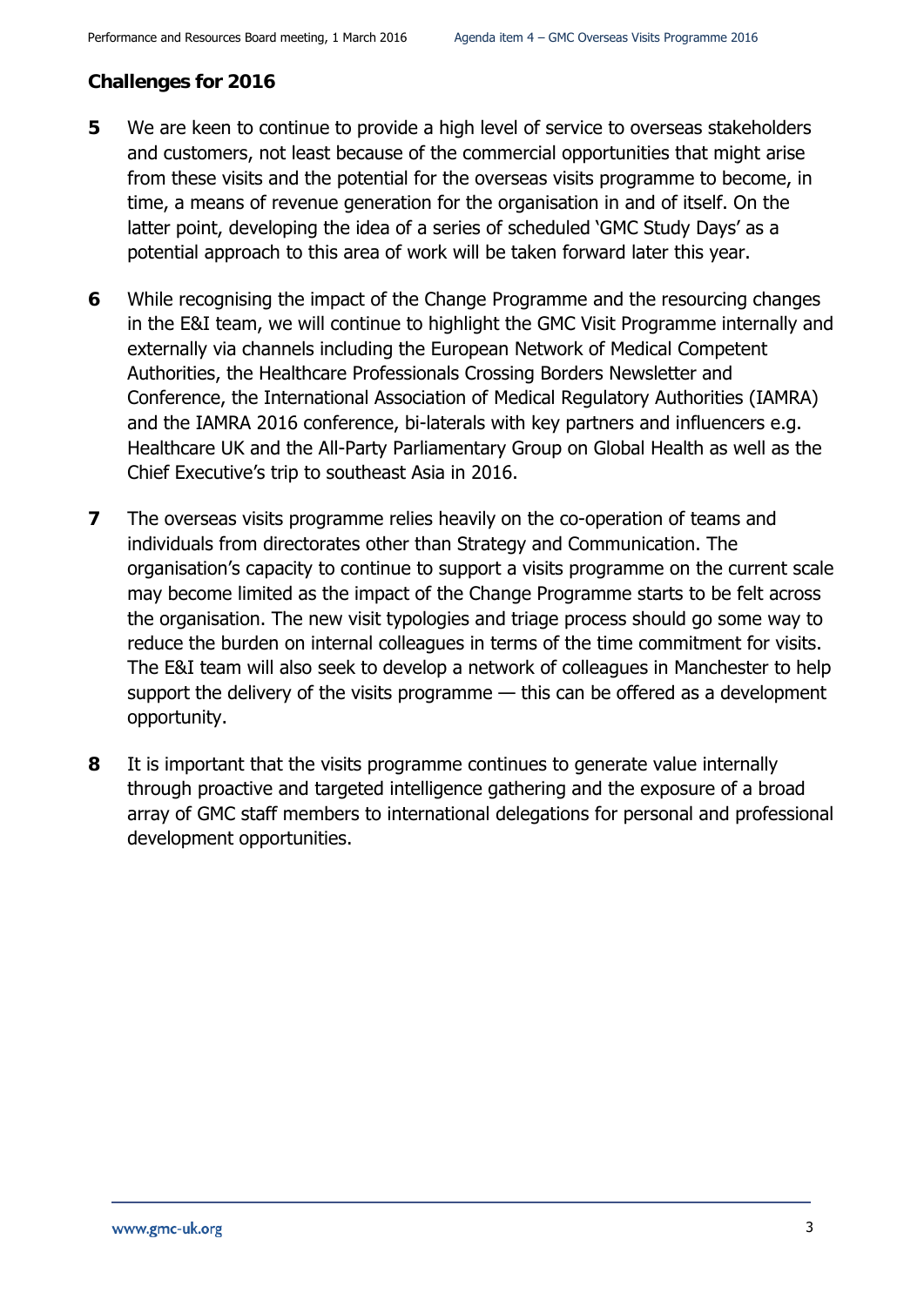**Challenges for 2016**

**5** We are keen to continue to provide a high level of service to overseas stakeholders and customers, not least because of the commercial opportunities that might arise from these visits and the potential for the overseas visits programme to become, in time, a means of revenue generation for the organisation in and of itself. On the latter point, developing the idea of a series of scheduled 'GMC Study Days' as a potential approach to this area of work will be taken forward later this year.

**6** While recognising the impact of the Change Programme and the resourcing changes in the E&I team, we will continue to highlight the GMC Visit Programme internally and externally via channels including the European Network of Medical Competent Authorities, the Healthcare Professionals Crossing Borders Newsletter and Conference, the International Association of Medical Regulatory Authorities (IAMRA) and the IAMRA 2016 conference, bi-laterals with key partners and influencers e.g. Healthcare UK and the All-Party Parliamentary Group on Global Health as well as the Chief Executive's trip to southeast Asia in 2016.

**7** The overseas visits programme relies heavily on the co-operation of teams and individuals from directorates other than Strategy and Communication. The organisation's capacity to continue to support a visits programme on the current scale may become limited as the impact of the Change Programme starts to be felt across the organisation. The new visit typologies and triage process should go some way to reduce the burden on internal colleagues in terms of the time commitment for visits. The E&I team will also seek to develop a network of colleagues in Manchester to help support the delivery of the visits programme — this can be offered as a development opportunity.

**8** It is important that the visits programme continues to generate value internally through proactive and targeted intelligence gathering and the exposure of a broad array of GMC staff members to international delegations for personal and professional development opportunities.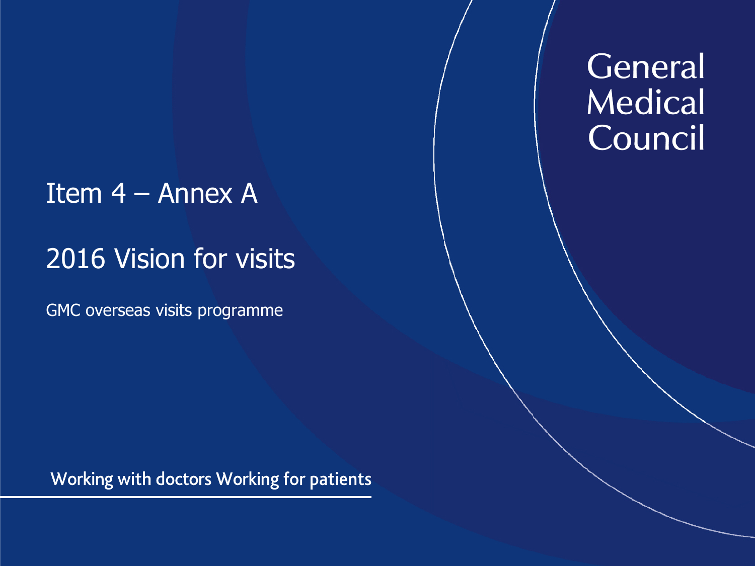General Medical Council

# Item 4 – Annex A

# 2016 Vision for visits

GMC overseas visits programme

Working with doctors Working for patients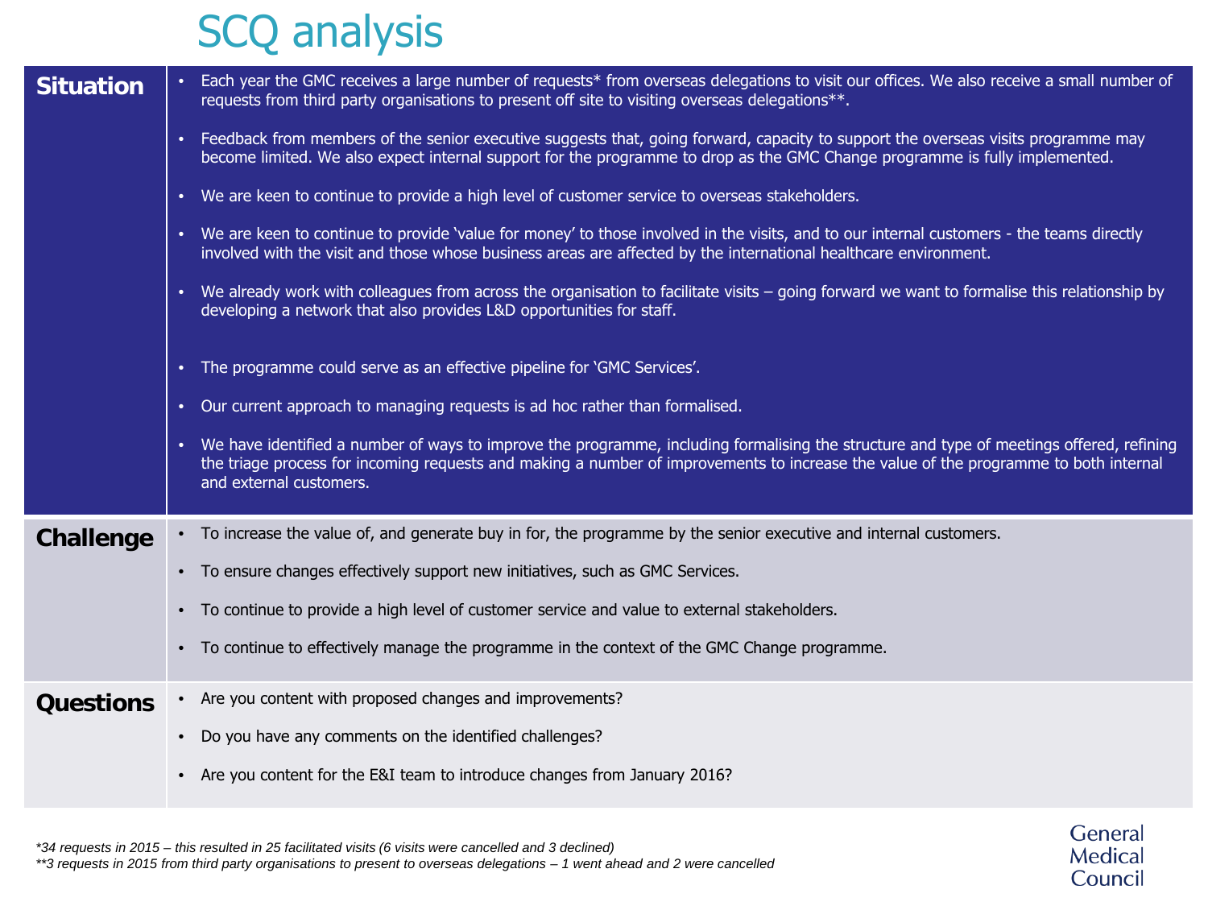# SCQ analysis

## Situation

- Each year the GMC receives a large number of requests* from overseas delegations to visit our offices. We also receive a small number of requests from third party organisations to present off site to visiting overseas delegations**.
- Feedback from members of the senior executive suggests that, going forward, capacity to support the overseas visits programme may become limited. We also expect internal support for the programme to drop as the GMC Change programme is fully implemented.
- We are keen to continue to provide a high level of customer service to overseas stakeholders.
- We are keen to continue to provide 'value for money' to those involved in the visits, and to our internal customers - the teams directly involved with the visit and those whose business areas are affected by the international healthcare environment.
- We already work with colleagues from across the organisation to facilitate visits – going forward we want to formalise this relationship by developing a network that also provides L&D opportunities for staff.
- The programme could serve as an effective pipeline for 'GMC Services'.
- Our current approach to managing requests is ad hoc rather than formalised.
- We have identified a number of ways to improve the programme, including formalising the structure and type of meetings offered, refining the triage process for incoming requests and making a number of improvements to increase the value of the programme to both internal and external customers.

## Challenge

- To increase the value of, and generate buy in for, the programme by the senior executive and internal customers.
- To ensure changes effectively support new initiatives, such as GMC Services.
- To continue to provide a high level of customer service and value to external stakeholders.
- To continue to effectively manage the programme in the context of the GMC Change programme.

## Questions

- Are you content with proposed changes and improvements?
- Do you have any comments on the identified challenges?
- Are you content for the E&I team to introduce changes from January 2016?

*\*34 requests in 2015 – this resulted in 25 facilitated visits (6 visits were cancelled and 3 declined)*
*\*\*3 requests in 2015 from third party organisations to present to overseas delegations – 1 went ahead and 2 were cancelled*

General Medical Council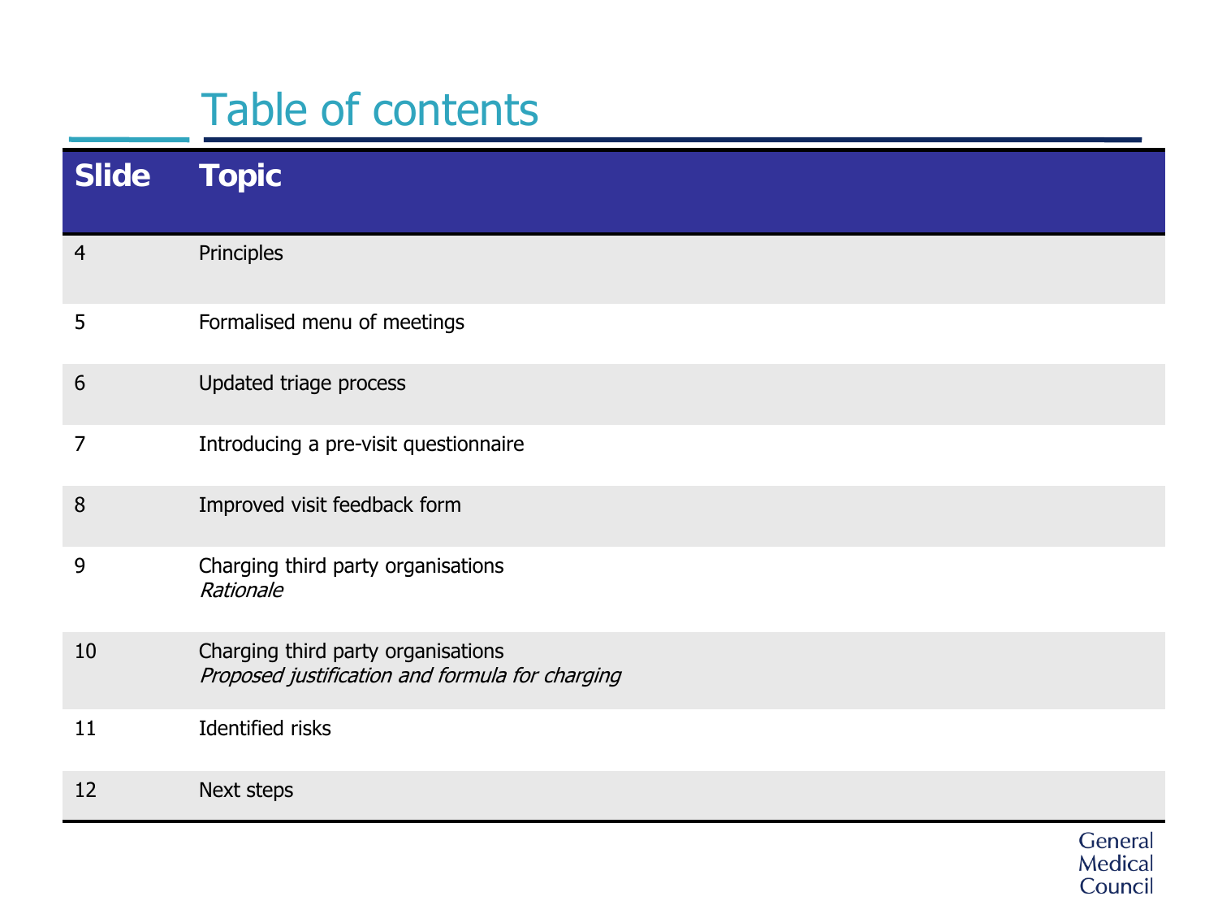# Table of contents

| Slide | Topic |
|---|---|
| 4 | Principles |
| 5 | Formalised menu of meetings |
| 6 | Updated triage process |
| 7 | Introducing a pre-visit questionnaire |
| 8 | Improved visit feedback form |
| 9 | Charging third party organisations<br>*Rationale* |
| 10 | Charging third party organisations<br>*Proposed justification and formula for charging* |
| 11 | Identified risks |
| 12 | Next steps |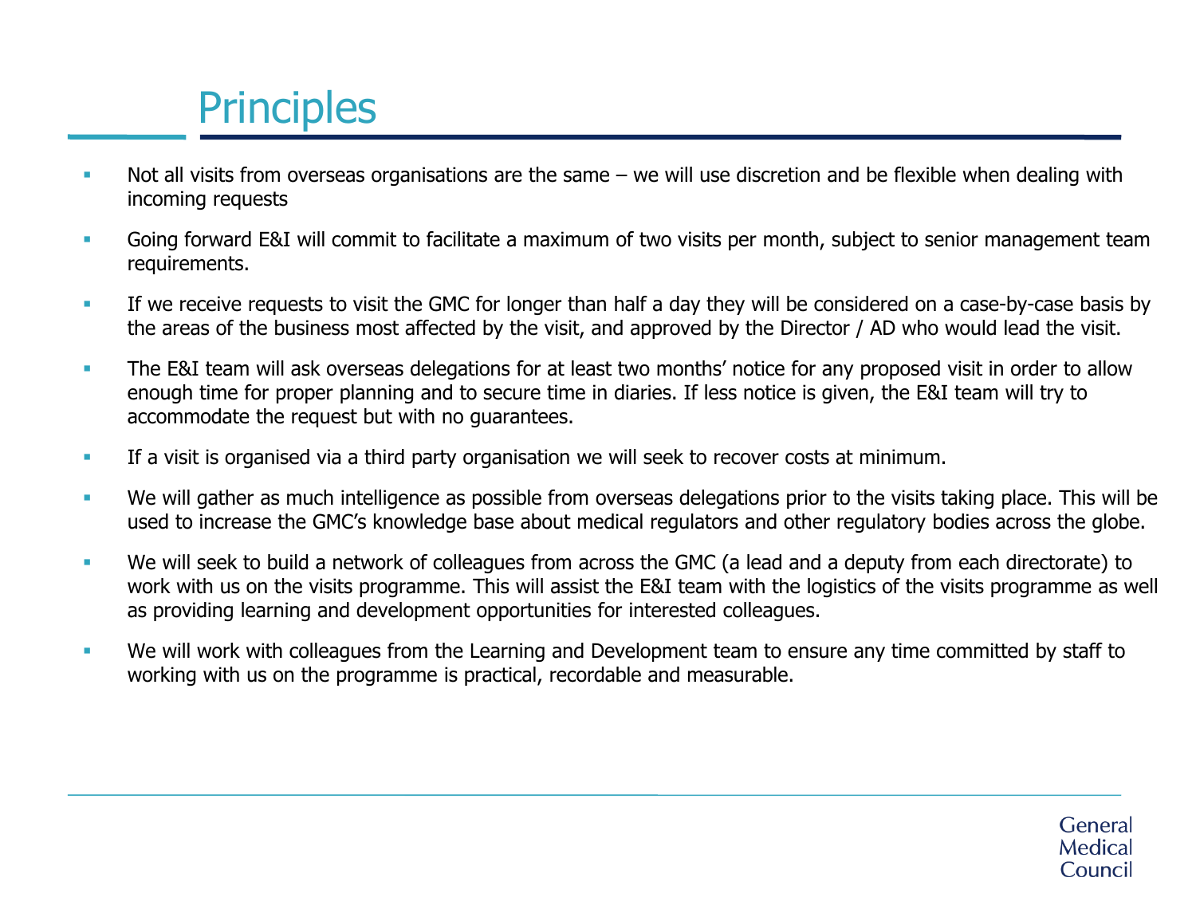# Principles

- Not all visits from overseas organisations are the same – we will use discretion and be flexible when dealing with incoming requests
- Going forward E&I will commit to facilitate a maximum of two visits per month, subject to senior management team requirements.
- If we receive requests to visit the GMC for longer than half a day they will be considered on a case-by-case basis by the areas of the business most affected by the visit, and approved by the Director / AD who would lead the visit.
- The E&I team will ask overseas delegations for at least two months' notice for any proposed visit in order to allow enough time for proper planning and to secure time in diaries. If less notice is given, the E&I team will try to accommodate the request but with no guarantees.
- If a visit is organised via a third party organisation we will seek to recover costs at minimum.
- We will gather as much intelligence as possible from overseas delegations prior to the visits taking place. This will be used to increase the GMC's knowledge base about medical regulators and other regulatory bodies across the globe.
- We will seek to build a network of colleagues from across the GMC (a lead and a deputy from each directorate) to work with us on the visits programme. This will assist the E&I team with the logistics of the visits programme as well as providing learning and development opportunities for interested colleagues.
- We will work with colleagues from the Learning and Development team to ensure any time committed by staff to working with us on the programme is practical, recordable and measurable.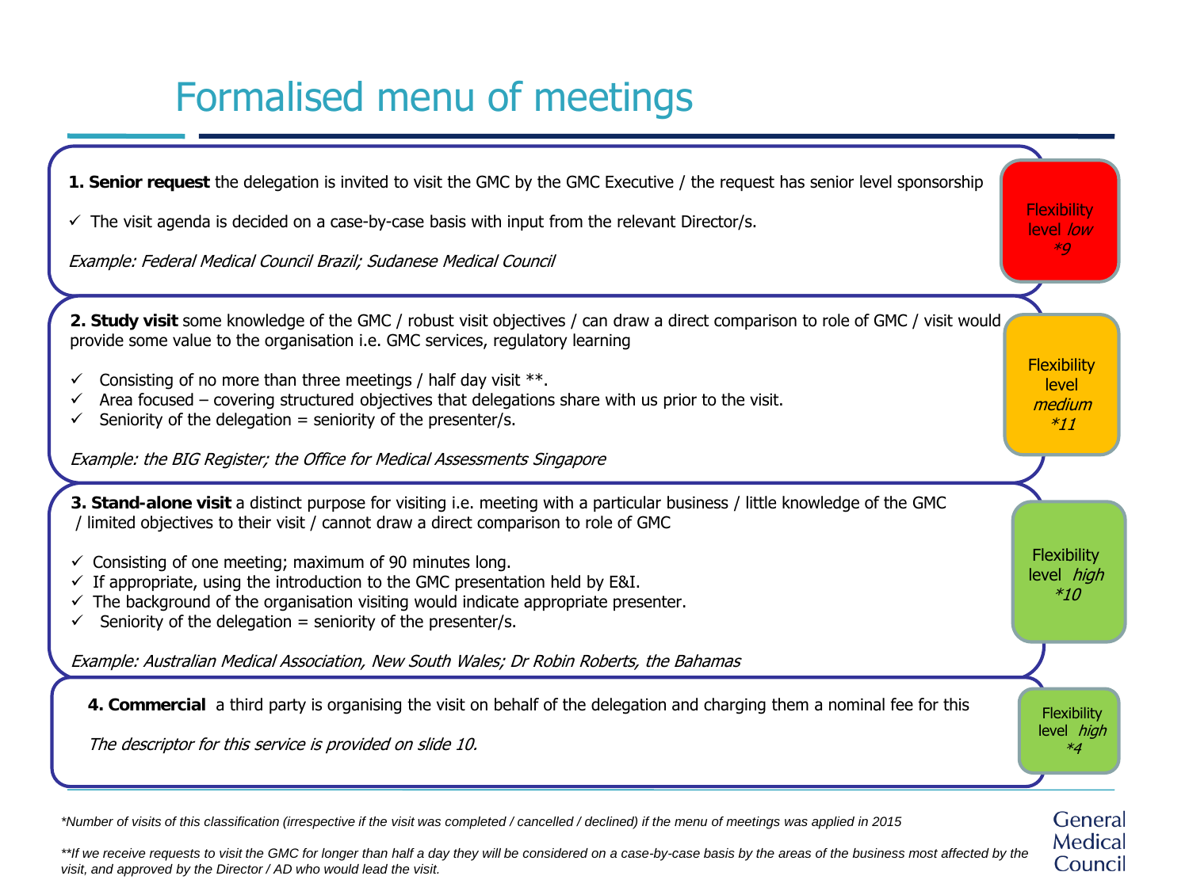# Formalised menu of meetings

**1. Senior request** the delegation is invited to visit the GMC by the GMC Executive / the request has senior level sponsorship

- ✓ The visit agenda is decided on a case-by-case basis with input from the relevant Director/s.

*Example: Federal Medical Council Brazil; Sudanese Medical Council*

Flexibility level *low* *9

**2. Study visit** some knowledge of the GMC / robust visit objectives / can draw a direct comparison to role of GMC / visit would provide some value to the organisation i.e. GMC services, regulatory learning

- ✓ Consisting of no more than three meetings / half day visit **.
- ✓ Area focused – covering structured objectives that delegations share with us prior to the visit.
- ✓ Seniority of the delegation = seniority of the presenter/s.

*Example: the BIG Register; the Office for Medical Assessments Singapore*

Flexibility level *medium* *11

**3. Stand-alone visit** a distinct purpose for visiting i.e. meeting with a particular business / little knowledge of the GMC / limited objectives to their visit / cannot draw a direct comparison to role of GMC

- ✓ Consisting of one meeting; maximum of 90 minutes long.
- ✓ If appropriate, using the introduction to the GMC presentation held by E&I.
- ✓ The background of the organisation visiting would indicate appropriate presenter.
- ✓ Seniority of the delegation = seniority of the presenter/s.

*Example: Australian Medical Association, New South Wales; Dr Robin Roberts, the Bahamas*

Flexibility level *high* *10

**4. Commercial** a third party is organising the visit on behalf of the delegation and charging them a nominal fee for this

*The descriptor for this service is provided on slide 10.*

Flexibility level *high* *4

*\*Number of visits of this classification (irrespective if the visit was completed / cancelled / declined) if the menu of meetings was applied in 2015*

*\*\*If we receive requests to visit the GMC for longer than half a day they will be considered on a case-by-case basis by the areas of the business most affected by the visit, and approved by the Director / AD who would lead the visit.*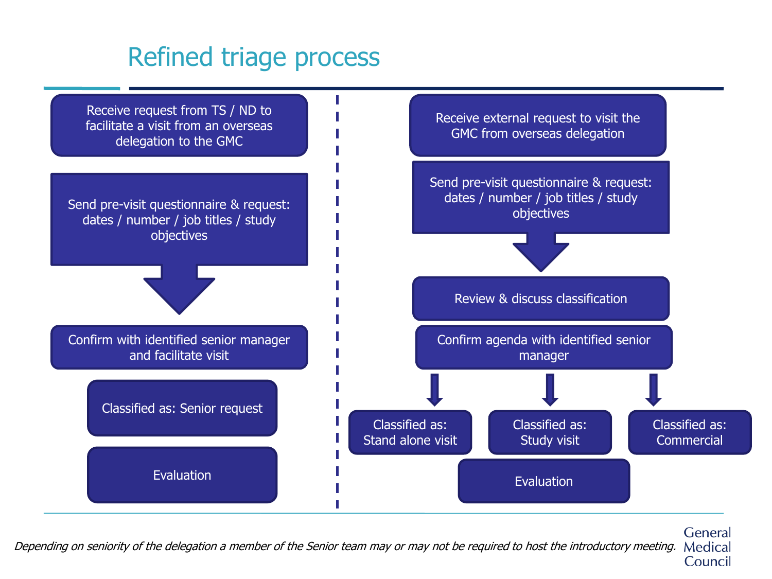# Refined triage process

Receive request from TS / ND to facilitate a visit from an overseas delegation to the GMC

Send pre-visit questionnaire & request: dates / number / job titles / study objectives

Confirm with identified senior manager and facilitate visit

Classified as: Senior request

Evaluation

Receive external request to visit the GMC from overseas delegation

Send pre-visit questionnaire & request: dates / number / job titles / study objectives

Review & discuss classification

Confirm agenda with identified senior manager

Classified as: Stand alone visit

Classified as: Study visit

Classified as: Commercial

Evaluation

*Depending on seniority of the delegation a member of the Senior team may or may not be required to host the introductory meeting.*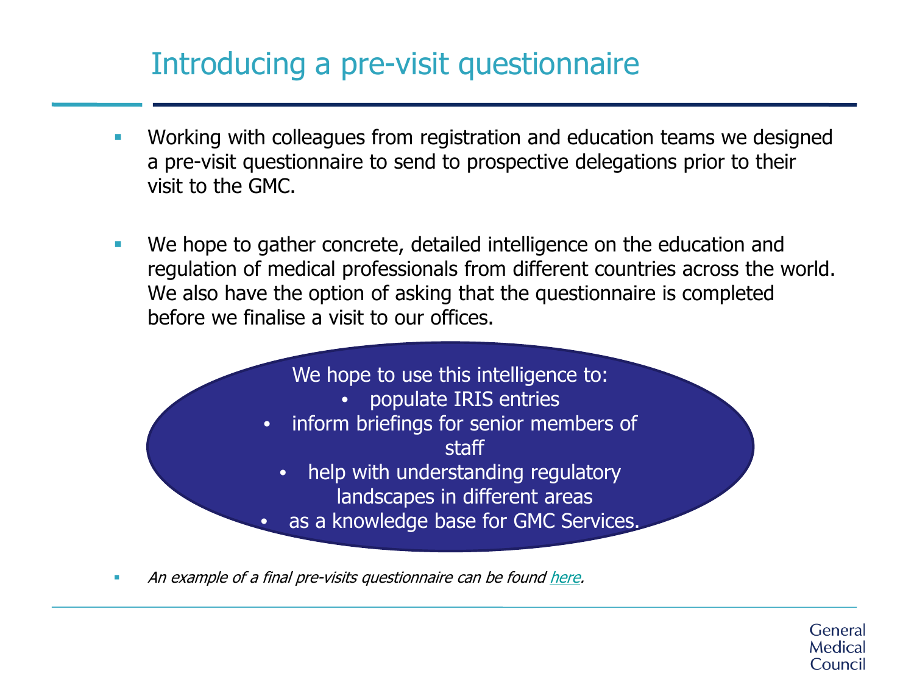# Introducing a pre-visit questionnaire

- Working with colleagues from registration and education teams we designed a pre-visit questionnaire to send to prospective delegations prior to their visit to the GMC.

- We hope to gather concrete, detailed intelligence on the education and regulation of medical professionals from different countries across the world. We also have the option of asking that the questionnaire is completed before we finalise a visit to our offices.

We hope to use this intelligence to:

- populate IRIS entries
- inform briefings for senior members of staff
- help with understanding regulatory landscapes in different areas
- as a knowledge base for GMC Services.

- *An example of a final pre-visits questionnaire can be found here.*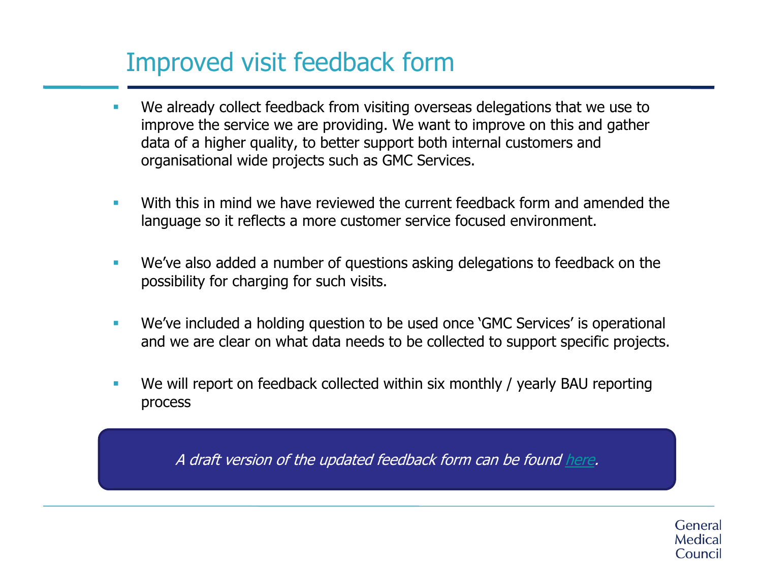# Improved visit feedback form

- We already collect feedback from visiting overseas delegations that we use to improve the service we are providing. We want to improve on this and gather data of a higher quality, to better support both internal customers and organisational wide projects such as GMC Services.
- With this in mind we have reviewed the current feedback form and amended the language so it reflects a more customer service focused environment.
- We've also added a number of questions asking delegations to feedback on the possibility for charging for such visits.
- We've included a holding question to be used once 'GMC Services' is operational and we are clear on what data needs to be collected to support specific projects.
- We will report on feedback collected within six monthly / yearly BAU reporting process

*A draft version of the updated feedback form can be found here.*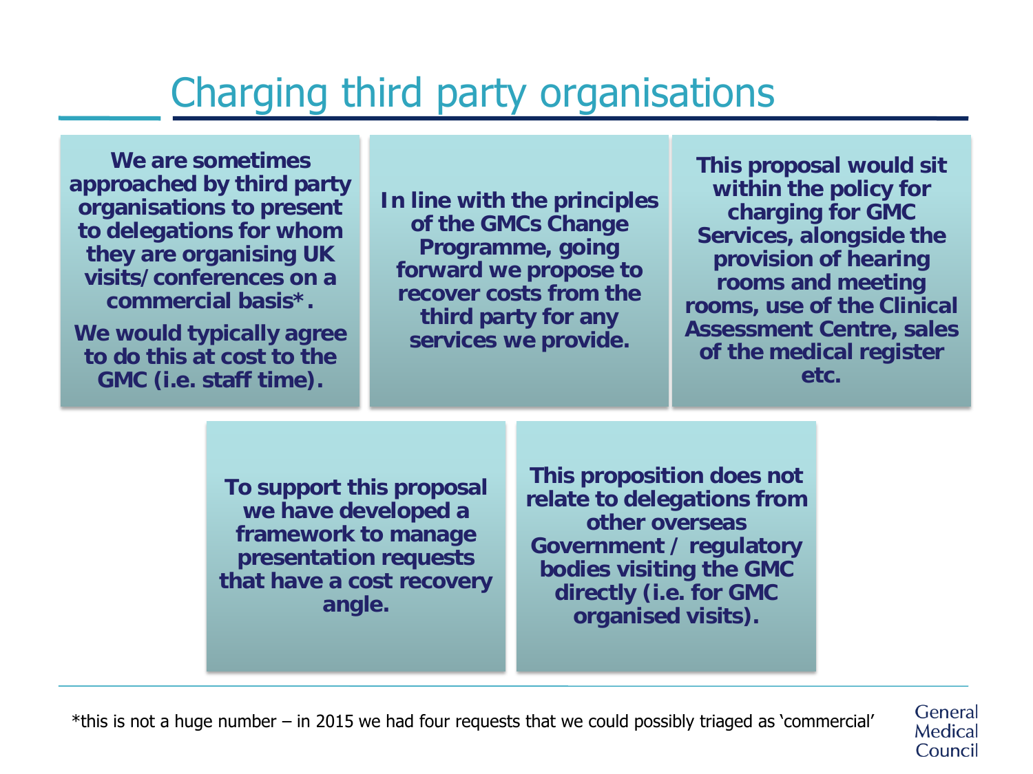# Charging third party organisations

**We are sometimes approached by third party organisations to present to delegations for whom they are organising UK visits/conferences on a commercial basis*.**

**We would typically agree to do this at cost to the GMC (i.e. staff time).**

**In line with the principles of the GMCs Change Programme, going forward we propose to recover costs from the third party for any services we provide.**

**This proposal would sit within the policy for charging for GMC Services, alongside the provision of hearing rooms and meeting rooms, use of the Clinical Assessment Centre, sales of the medical register etc.**

**To support this proposal we have developed a framework to manage presentation requests that have a cost recovery angle.**

**This proposition does not relate to delegations from other overseas Government / regulatory bodies visiting the GMC directly (i.e. for GMC organised visits).**

*this is not a huge number – in 2015 we had four requests that we could possibly triaged as 'commercial'

General Medical Council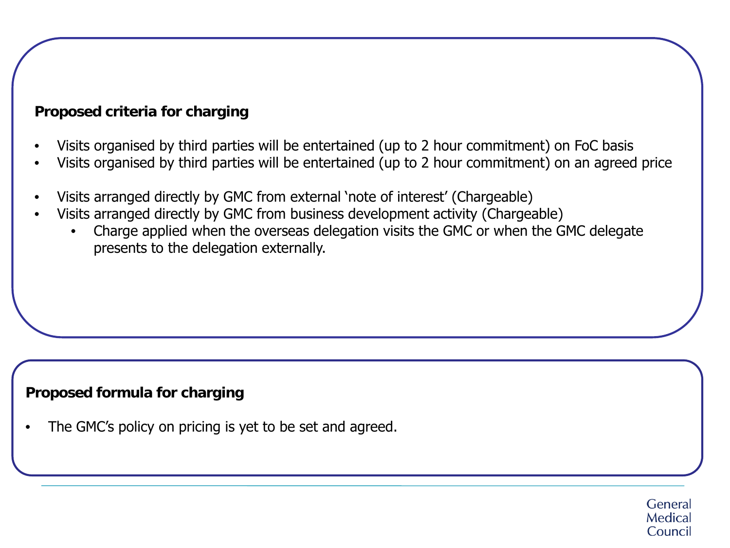**Proposed criteria for charging**

- Visits organised by third parties will be entertained (up to 2 hour commitment) on FoC basis
- Visits organised by third parties will be entertained (up to 2 hour commitment) on an agreed price

- Visits arranged directly by GMC from external 'note of interest' (Chargeable)
- Visits arranged directly by GMC from business development activity (Chargeable)
  - Charge applied when the overseas delegation visits the GMC or when the GMC delegate presents to the delegation externally.

**Proposed formula for charging**

- The GMC's policy on pricing is yet to be set and agreed.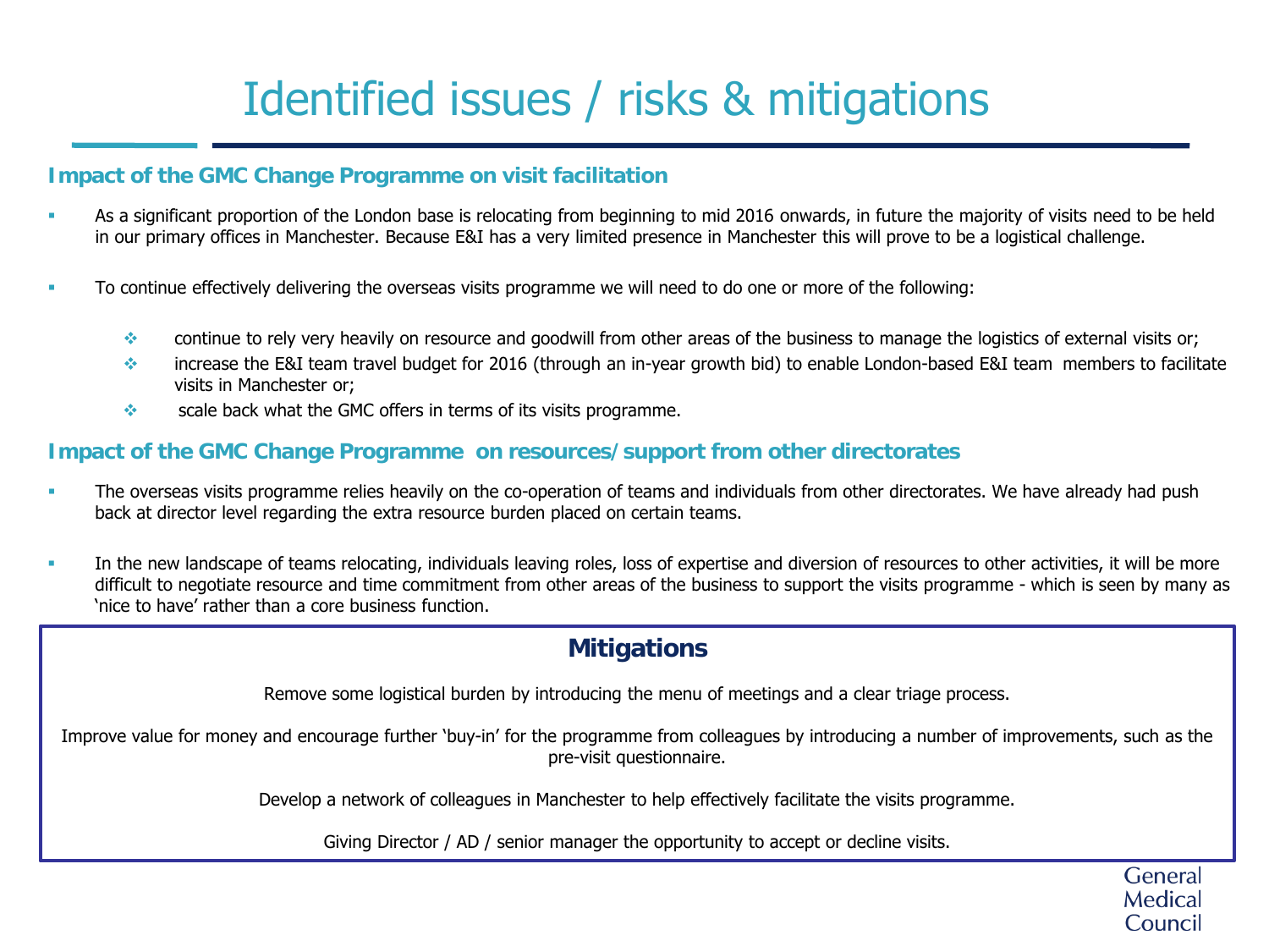# Identified issues / risks & mitigations

## Impact of the GMC Change Programme on visit facilitation

- As a significant proportion of the London base is relocating from beginning to mid 2016 onwards, in future the majority of visits need to be held in our primary offices in Manchester. Because E&I has a very limited presence in Manchester this will prove to be a logistical challenge.
- To continue effectively delivering the overseas visits programme we will need to do one or more of the following:
  - continue to rely very heavily on resource and goodwill from other areas of the business to manage the logistics of external visits or;
  - increase the E&I team travel budget for 2016 (through an in-year growth bid) to enable London-based E&I team members to facilitate visits in Manchester or;
  - scale back what the GMC offers in terms of its visits programme.

## Impact of the GMC Change Programme on resources/ support from other directorates

- The overseas visits programme relies heavily on the co-operation of teams and individuals from other directorates. We have already had push back at director level regarding the extra resource burden placed on certain teams.
- In the new landscape of teams relocating, individuals leaving roles, loss of expertise and diversion of resources to other activities, it will be more difficult to negotiate resource and time commitment from other areas of the business to support the visits programme - which is seen by many as 'nice to have' rather than a core business function.

## Mitigations

Remove some logistical burden by introducing the menu of meetings and a clear triage process.

Improve value for money and encourage further 'buy-in' for the programme from colleagues by introducing a number of improvements, such as the pre-visit questionnaire.

Develop a network of colleagues in Manchester to help effectively facilitate the visits programme.

Giving Director / AD / senior manager the opportunity to accept or decline visits.

General Medical Council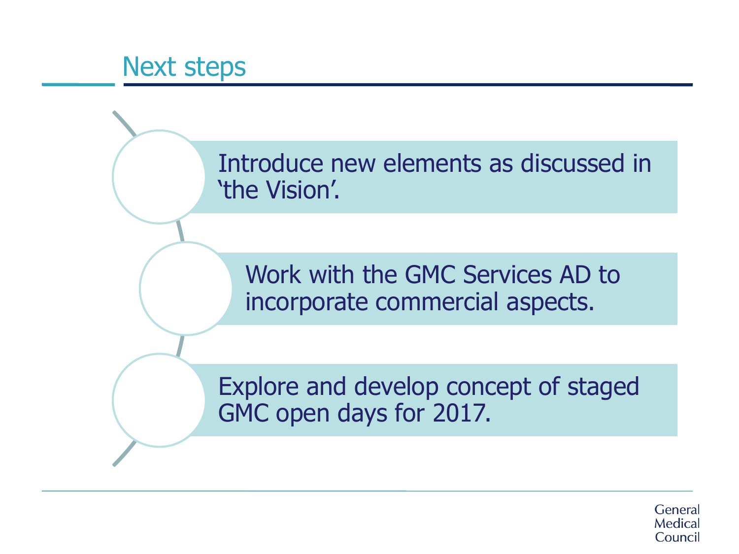## Next steps

- Introduce new elements as discussed in 'the Vision'.
- Work with the GMC Services AD to incorporate commercial aspects.
- Explore and develop concept of staged GMC open days for 2017.